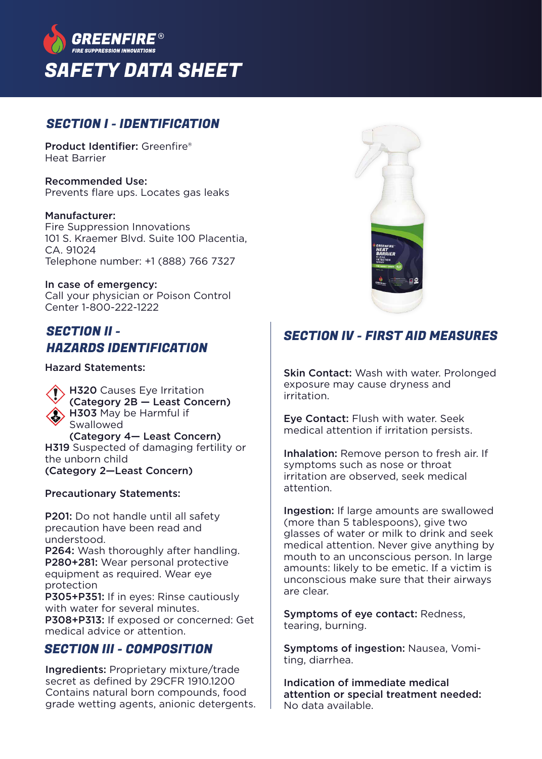# SAFETY DATA SHEET

## SECTION I - IDENTIFICATION

**Product Identifier:** Greenfire® Heat Barrier

**Recommended Use:**
Prevents flare ups. Locates gas leaks

**Manufacturer:**
Fire Suppression Innovations
101 S. Kraemer Blvd. Suite 100 Placentia, CA. 91024
Telephone number: +1 (888) 766 7327

**In case of emergency:**
Call your physician or Poison Control Center 1-800-222-1222

## SECTION II - HAZARDS IDENTIFICATION

**Hazard Statements:**

**H320** Causes Eye Irritation
**(Category 2B — Least Concern)**
**H303** May be Harmful if Swallowed
**(Category 4— Least Concern)**
**H319** Suspected of damaging fertility or the unborn child
**(Category 2—Least Concern)**

**Precautionary Statements:**

**P201:** Do not handle until all safety precaution have been read and understood.
**P264:** Wash thoroughly after handling.
**P280+281:** Wear personal protective equipment as required. Wear eye protection
**P305+P351:** If in eyes: Rinse cautiously with water for several minutes.
**P308+P313:** If exposed or concerned: Get medical advice or attention.

## SECTION III - COMPOSITION

**Ingredients:** Proprietary mixture/trade secret as defined by 29CFR 1910.1200 Contains natural born compounds, food grade wetting agents, anionic detergents.

## SECTION IV - FIRST AID MEASURES

**Skin Contact:** Wash with water. Prolonged exposure may cause dryness and irritation.

**Eye Contact:** Flush with water. Seek medical attention if irritation persists.

**Inhalation:** Remove person to fresh air. If symptoms such as nose or throat irritation are observed, seek medical attention.

**Ingestion:** If large amounts are swallowed (more than 5 tablespoons), give two glasses of water or milk to drink and seek medical attention. Never give anything by mouth to an unconscious person. In large amounts: likely to be emetic. If a victim is unconscious make sure that their airways are clear.

**Symptoms of eye contact:** Redness, tearing, burning.

**Symptoms of ingestion:** Nausea, Vomiting, diarrhea.

**Indication of immediate medical attention or special treatment needed:**
No data available.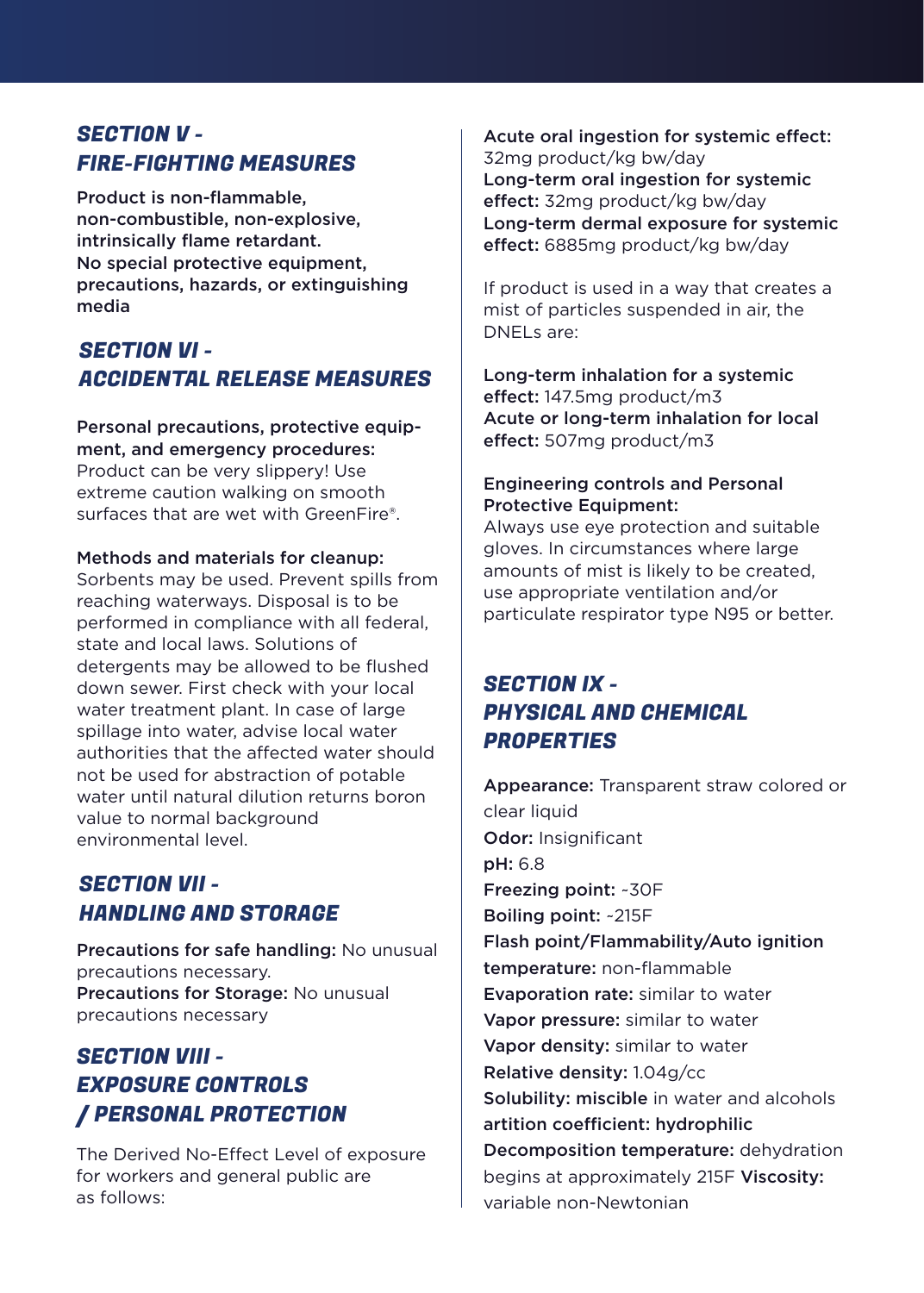## SECTION V - FIRE-FIGHTING MEASURES

**Product is non-flammable, non-combustible, non-explosive, intrinsically flame retardant. No special protective equipment, precautions, hazards, or extinguishing media**

## SECTION VI - ACCIDENTAL RELEASE MEASURES

**Personal precautions, protective equipment, and emergency procedures:** Product can be very slippery! Use extreme caution walking on smooth surfaces that are wet with GreenFire®.

**Methods and materials for cleanup:** Sorbents may be used. Prevent spills from reaching waterways. Disposal is to be performed in compliance with all federal, state and local laws. Solutions of detergents may be allowed to be flushed down sewer. First check with your local water treatment plant. In case of large spillage into water, advise local water authorities that the affected water should not be used for abstraction of potable water until natural dilution returns boron value to normal background environmental level.

## SECTION VII - HANDLING AND STORAGE

**Precautions for safe handling:** No unusual precautions necessary.
**Precautions for Storage:** No unusual precautions necessary

## SECTION VIII - EXPOSURE CONTROLS / PERSONAL PROTECTION

The Derived No-Effect Level of exposure for workers and general public are as follows:

**Acute oral ingestion for systemic effect:** 32mg product/kg bw/day
**Long-term oral ingestion for systemic effect:** 32mg product/kg bw/day
**Long-term dermal exposure for systemic effect:** 6885mg product/kg bw/day

If product is used in a way that creates a mist of particles suspended in air, the DNELs are:

**Long-term inhalation for a systemic effect:** 147.5mg product/m3
**Acute or long-term inhalation for local effect:** 507mg product/m3

**Engineering controls and Personal Protective Equipment:**
Always use eye protection and suitable gloves. In circumstances where large amounts of mist is likely to be created, use appropriate ventilation and/or particulate respirator type N95 or better.

## SECTION IX - PHYSICAL AND CHEMICAL PROPERTIES

**Appearance:** Transparent straw colored or clear liquid
**Odor:** Insignificant
**pH:** 6.8
**Freezing point:** -30F
**Boiling point:** ~215F
**Flash point/Flammability/Auto ignition temperature:** non-flammable
**Evaporation rate:** similar to water
**Vapor pressure:** similar to water
**Vapor density:** similar to water
**Relative density:** 1.04g/cc
**Solubility: miscible** in water and alcohols
**artition coefficient: hydrophilic**
**Decomposition temperature:** dehydration begins at approximately 215F **Viscosity:** variable non-Newtonian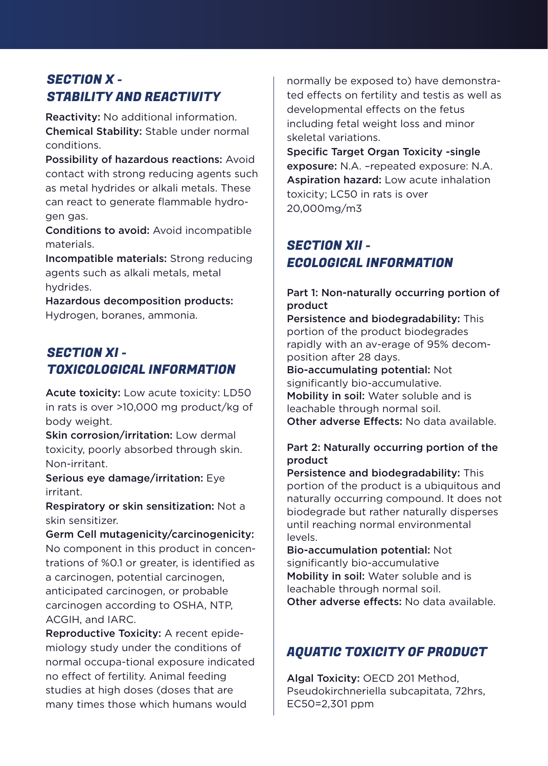## SECTION X - STABILITY AND REACTIVITY

**Reactivity:** No additional information.
**Chemical Stability:** Stable under normal conditions.
**Possibility of hazardous reactions:** Avoid contact with strong reducing agents such as metal hydrides or alkali metals. These can react to generate flammable hydrogen gas.
**Conditions to avoid:** Avoid incompatible materials.
**Incompatible materials:** Strong reducing agents such as alkali metals, metal hydrides.
**Hazardous decomposition products:** Hydrogen, boranes, ammonia.

## SECTION XI - TOXICOLOGICAL INFORMATION

**Acute toxicity:** Low acute toxicity: LD50 in rats is over >10,000 mg product/kg of body weight.
**Skin corrosion/irritation:** Low dermal toxicity, poorly absorbed through skin. Non-irritant.
**Serious eye damage/irritation:** Eye irritant.
**Respiratory or skin sensitization:** Not a skin sensitizer.
**Germ Cell mutagenicity/carcinogenicity:** No component in this product in concentrations of %0.1 or greater, is identified as a carcinogen, potential carcinogen, anticipated carcinogen, or probable carcinogen according to OSHA, NTP, ACGIH, and IARC.
**Reproductive Toxicity:** A recent epidemiology study under the conditions of normal occupa-tional exposure indicated no effect of fertility. Animal feeding studies at high doses (doses that are many times those which humans would normally be exposed to) have demonstrated effects on fertility and testis as well as developmental effects on the fetus including fetal weight loss and minor skeletal variations.
**Specific Target Organ Toxicity -single exposure:** N.A. –repeated exposure: N.A.
**Aspiration hazard:** Low acute inhalation toxicity; LC50 in rats is over 20,000mg/m3

## SECTION XII - ECOLOGICAL INFORMATION

**Part 1: Non-naturally occurring portion of product**
**Persistence and biodegradability:** This portion of the product biodegrades rapidly with an av-erage of 95% decomposition after 28 days.
**Bio-accumulating potential:** Not significantly bio-accumulative.
**Mobility in soil:** Water soluble and is leachable through normal soil.
**Other adverse Effects:** No data available.

**Part 2: Naturally occurring portion of the product**
**Persistence and biodegradability:** This portion of the product is a ubiquitous and naturally occurring compound. It does not biodegrade but rather naturally disperses until reaching normal environmental levels.
**Bio-accumulation potential:** Not significantly bio-accumulative
**Mobility in soil:** Water soluble and is leachable through normal soil.
**Other adverse effects:** No data available.

## AQUATIC TOXICITY OF PRODUCT

**Algal Toxicity:** OECD 201 Method, Pseudokirchneriella subcapitata, 72hrs, EC50=2,301 ppm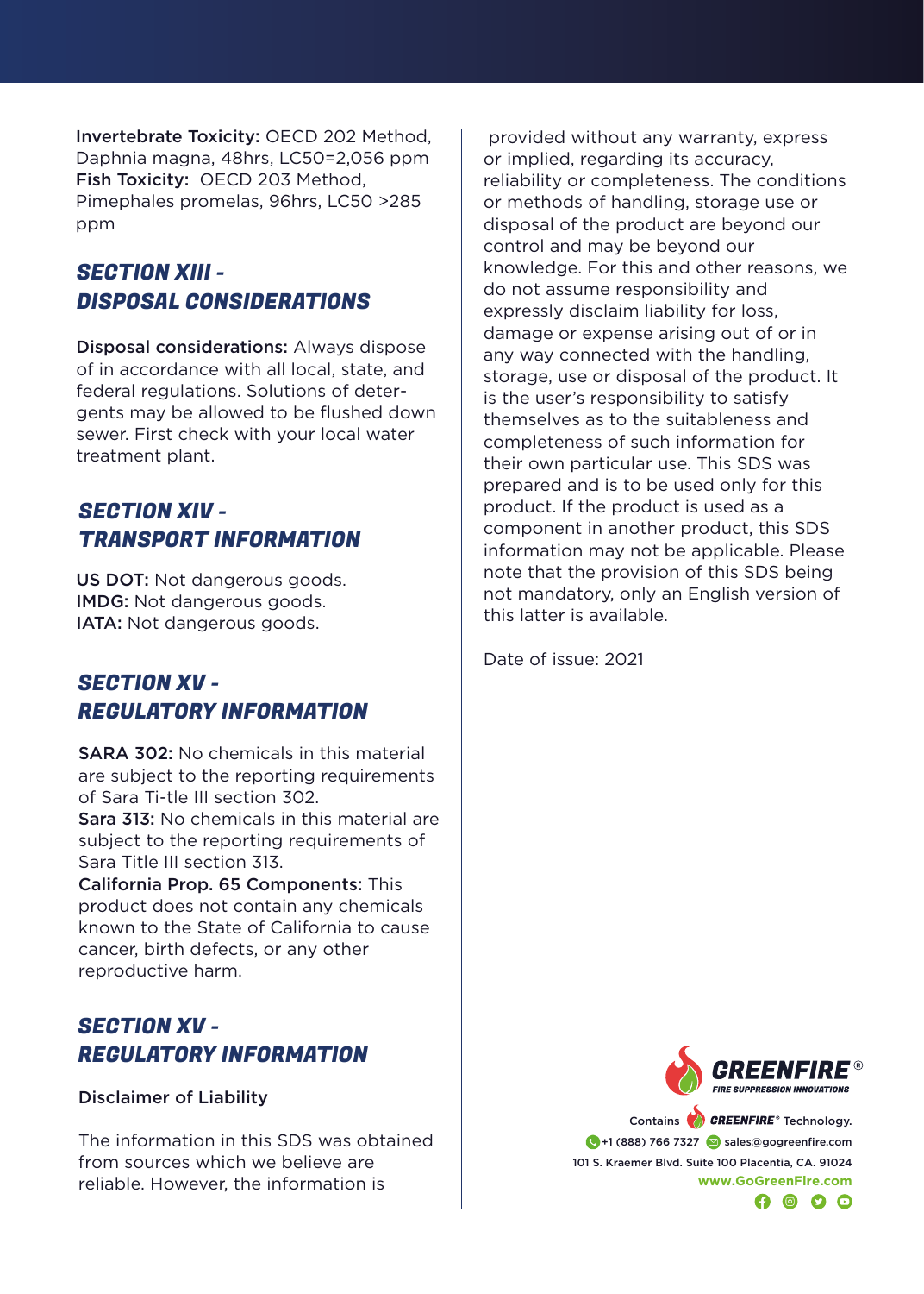**Invertebrate Toxicity:** OECD 202 Method, Daphnia magna, 48hrs, LC50=2,056 ppm
**Fish Toxicity:** OECD 203 Method, Pimephales promelas, 96hrs, LC50 >285 ppm

## SECTION XIII - DISPOSAL CONSIDERATIONS

**Disposal considerations:** Always dispose of in accordance with all local, state, and federal regulations. Solutions of detergents may be allowed to be flushed down sewer. First check with your local water treatment plant.

## SECTION XIV - TRANSPORT INFORMATION

**US DOT:** Not dangerous goods.
**IMDG:** Not dangerous goods.
**IATA:** Not dangerous goods.

## SECTION XV - REGULATORY INFORMATION

**SARA 302:** No chemicals in this material are subject to the reporting requirements of Sara Ti-tle III section 302.
**Sara 313:** No chemicals in this material are subject to the reporting requirements of Sara Title III section 313.
**California Prop. 65 Components:** This product does not contain any chemicals known to the State of California to cause cancer, birth defects, or any other reproductive harm.

## SECTION XV - REGULATORY INFORMATION

Disclaimer of Liability

The information in this SDS was obtained from sources which we believe are reliable. However, the information is provided without any warranty, express or implied, regarding its accuracy, reliability or completeness. The conditions or methods of handling, storage use or disposal of the product are beyond our control and may be beyond our knowledge. For this and other reasons, we do not assume responsibility and expressly disclaim liability for loss, damage or expense arising out of or in any way connected with the handling, storage, use or disposal of the product. It is the user's responsibility to satisfy themselves as to the suitableness and completeness of such information for their own particular use. This SDS was prepared and is to be used only for this product. If the product is used as a component in another product, this SDS information may not be applicable. Please note that the provision of this SDS being not mandatory, only an English version of this latter is available.

Date of issue: 2021

GREENFIRE®
FIRE SUPPRESSION INNOVATIONS

Contains GREENFIRE® Technology.
+1 (888) 766 7327 sales@gogreenfire.com
101 S. Kraemer Blvd. Suite 100 Placentia, CA. 91024
www.GoGreenFire.com